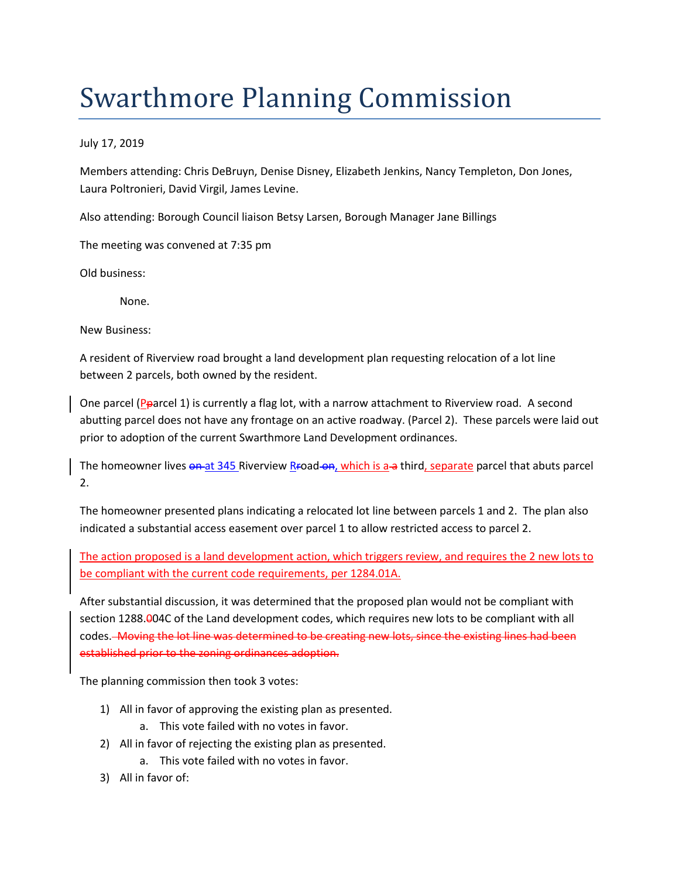# Swarthmore Planning Commission

July 17, 2019

Members attending: Chris DeBruyn, Denise Disney, Elizabeth Jenkins, Nancy Templeton, Don Jones, Laura Poltronieri, David Virgil, James Levine.

Also attending: Borough Council liaison Betsy Larsen, Borough Manager Jane Billings

The meeting was convened at 7:35 pm

Old business:

None.

New Business:

A resident of Riverview road brought a land development plan requesting relocation of a lot line between 2 parcels, both owned by the resident.

One parcel (P~~p~~arcel 1) is currently a flag lot, with a narrow attachment to Riverview road. A second abutting parcel does not have any frontage on an active roadway. (Parcel 2). These parcels were laid out prior to adoption of the current Swarthmore Land Development ordinances.

The homeowner lives ~~on~~ at 345 Riverview R~~r~~oad~~ on~~, which is a~~ a~~ third, separate parcel that abuts parcel 2.

The homeowner presented plans indicating a relocated lot line between parcels 1 and 2. The plan also indicated a substantial access easement over parcel 1 to allow restricted access to parcel 2.

The action proposed is a land development action, which triggers review, and requires the 2 new lots to be compliant with the current code requirements, per 1284.01A.

After substantial discussion, it was determined that the proposed plan would not be compliant with section 1288.~~0~~04C of the Land development codes, which requires new lots to be compliant with all codes.~~ Moving the lot line was determined to be creating new lots, since the existing lines had been established prior to the zoning ordinances adoption.~~

The planning commission then took 3 votes:

1) All in favor of approving the existing plan as presented.
   a. This vote failed with no votes in favor.
2) All in favor of rejecting the existing plan as presented.
   a. This vote failed with no votes in favor.
3) All in favor of: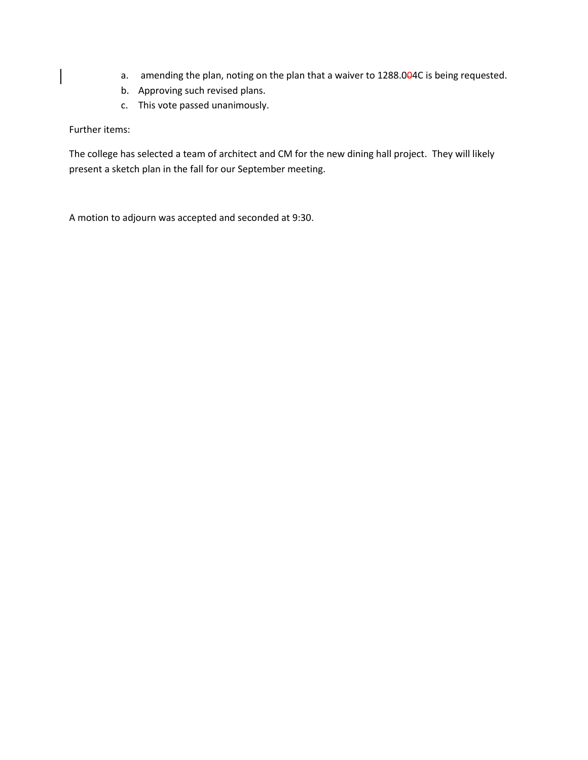a. amending the plan, noting on the plan that a waiver to 1288.004C is being requested.
b. Approving such revised plans.
c. This vote passed unanimously.

Further items:

The college has selected a team of architect and CM for the new dining hall project. They will likely present a sketch plan in the fall for our September meeting.

A motion to adjourn was accepted and seconded at 9:30.